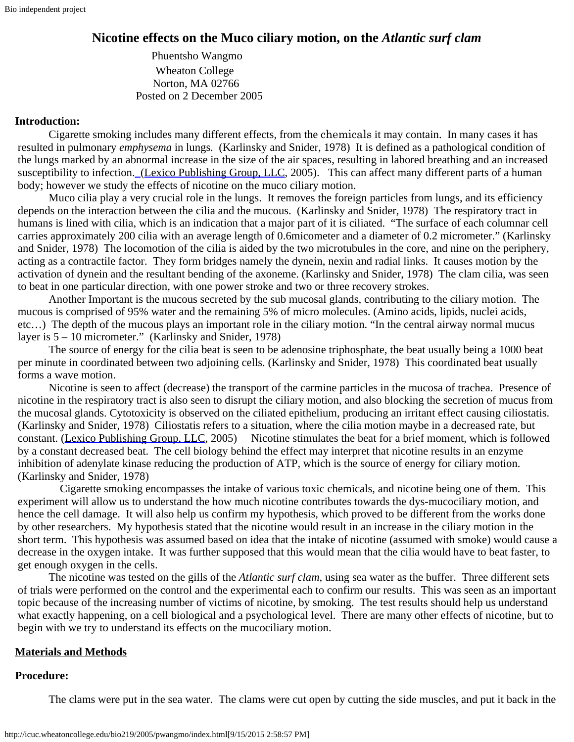# Nicotine effects on the Muco ciliary motion, on the *Atlantic surf clam*

Phuentsho Wangmo
Wheaton College
Norton, MA 02766
Posted on 2 December 2005

**Introduction:**

Cigarette smoking includes many different effects, from the chemicals it may contain. In many cases it has resulted in pulmonary *emphysema* in lungs. (Karlinsky and Snider, 1978) It is defined as a pathological condition of the lungs marked by an abnormal increase in the size of the air spaces, resulting in labored breathing and an increased susceptibility to infection. (Lexico Publishing Group, LLC, 2005). This can affect many different parts of a human body; however we study the effects of nicotine on the muco ciliary motion.

Muco cilia play a very crucial role in the lungs. It removes the foreign particles from lungs, and its efficiency depends on the interaction between the cilia and the mucous. (Karlinsky and Snider, 1978) The respiratory tract in humans is lined with cilia, which is an indication that a major part of it is ciliated. "The surface of each columnar cell carries approximately 200 cilia with an average length of 0.6micometer and a diameter of 0.2 micrometer." (Karlinsky and Snider, 1978) The locomotion of the cilia is aided by the two microtubules in the core, and nine on the periphery, acting as a contractile factor. They form bridges namely the dynein, nexin and radial links. It causes motion by the activation of dynein and the resultant bending of the axoneme. (Karlinsky and Snider, 1978) The clam cilia, was seen to beat in one particular direction, with one power stroke and two or three recovery strokes.

Another Important is the mucous secreted by the sub mucosal glands, contributing to the ciliary motion. The mucous is comprised of 95% water and the remaining 5% of micro molecules. (Amino acids, lipids, nuclei acids, etc…) The depth of the mucous plays an important role in the ciliary motion. "In the central airway normal mucus layer is 5 – 10 micrometer." (Karlinsky and Snider, 1978)

The source of energy for the cilia beat is seen to be adenosine triphosphate, the beat usually being a 1000 beat per minute in coordinated between two adjoining cells. (Karlinsky and Snider, 1978) This coordinated beat usually forms a wave motion.

Nicotine is seen to affect (decrease) the transport of the carmine particles in the mucosa of trachea. Presence of nicotine in the respiratory tract is also seen to disrupt the ciliary motion, and also blocking the secretion of mucus from the mucosal glands. Cytotoxicity is observed on the ciliated epithelium, producing an irritant effect causing ciliostatis. (Karlinsky and Snider, 1978) Ciliostatis refers to a situation, where the cilia motion maybe in a decreased rate, but constant. (Lexico Publishing Group, LLC, 2005) Nicotine stimulates the beat for a brief moment, which is followed by a constant decreased beat. The cell biology behind the effect may interpret that nicotine results in an enzyme inhibition of adenylate kinase reducing the production of ATP, which is the source of energy for ciliary motion. (Karlinsky and Snider, 1978)

Cigarette smoking encompasses the intake of various toxic chemicals, and nicotine being one of them. This experiment will allow us to understand the how much nicotine contributes towards the dys-mucociliary motion, and hence the cell damage. It will also help us confirm my hypothesis, which proved to be different from the works done by other researchers. My hypothesis stated that the nicotine would result in an increase in the ciliary motion in the short term. This hypothesis was assumed based on idea that the intake of nicotine (assumed with smoke) would cause a decrease in the oxygen intake. It was further supposed that this would mean that the cilia would have to beat faster, to get enough oxygen in the cells.

The nicotine was tested on the gills of the *Atlantic surf clam*, using sea water as the buffer. Three different sets of trials were performed on the control and the experimental each to confirm our results. This was seen as an important topic because of the increasing number of victims of nicotine, by smoking. The test results should help us understand what exactly happening, on a cell biological and a psychological level. There are many other effects of nicotine, but to begin with we try to understand its effects on the mucociliary motion.

## Materials and Methods

**Procedure:**

The clams were put in the sea water. The clams were cut open by cutting the side muscles, and put it back in the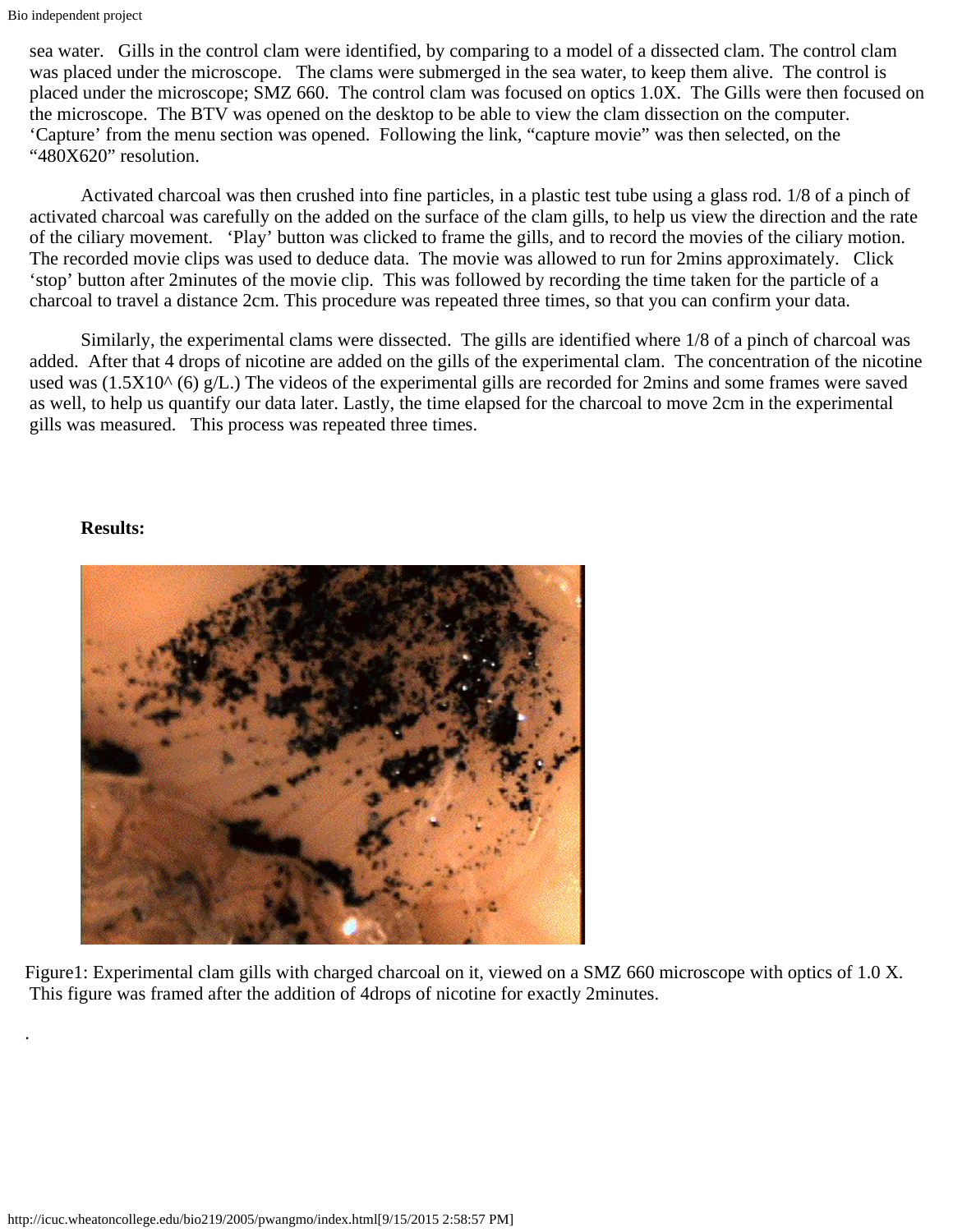sea water. Gills in the control clam were identified, by comparing to a model of a dissected clam. The control clam was placed under the microscope. The clams were submerged in the sea water, to keep them alive. The control is placed under the microscope; SMZ 660. The control clam was focused on optics 1.0X. The Gills were then focused on the microscope. The BTV was opened on the desktop to be able to view the clam dissection on the computer. 'Capture' from the menu section was opened. Following the link, "capture movie" was then selected, on the "480X620" resolution.

Activated charcoal was then crushed into fine particles, in a plastic test tube using a glass rod. 1/8 of a pinch of activated charcoal was carefully on the added on the surface of the clam gills, to help us view the direction and the rate of the ciliary movement. 'Play' button was clicked to frame the gills, and to record the movies of the ciliary motion. The recorded movie clips was used to deduce data. The movie was allowed to run for 2mins approximately. Click 'stop' button after 2minutes of the movie clip. This was followed by recording the time taken for the particle of a charcoal to travel a distance 2cm. This procedure was repeated three times, so that you can confirm your data.

Similarly, the experimental clams were dissected. The gills are identified where 1/8 of a pinch of charcoal was added. After that 4 drops of nicotine are added on the gills of the experimental clam. The concentration of the nicotine used was (1.5X10^ (6) g/L.) The videos of the experimental gills are recorded for 2mins and some frames were saved as well, to help us quantify our data later. Lastly, the time elapsed for the charcoal to move 2cm in the experimental gills was measured. This process was repeated three times.

**Results:**

Figure1: Experimental clam gills with charged charcoal on it, viewed on a SMZ 660 microscope with optics of 1.0 X. This figure was framed after the addition of 4drops of nicotine for exactly 2minutes.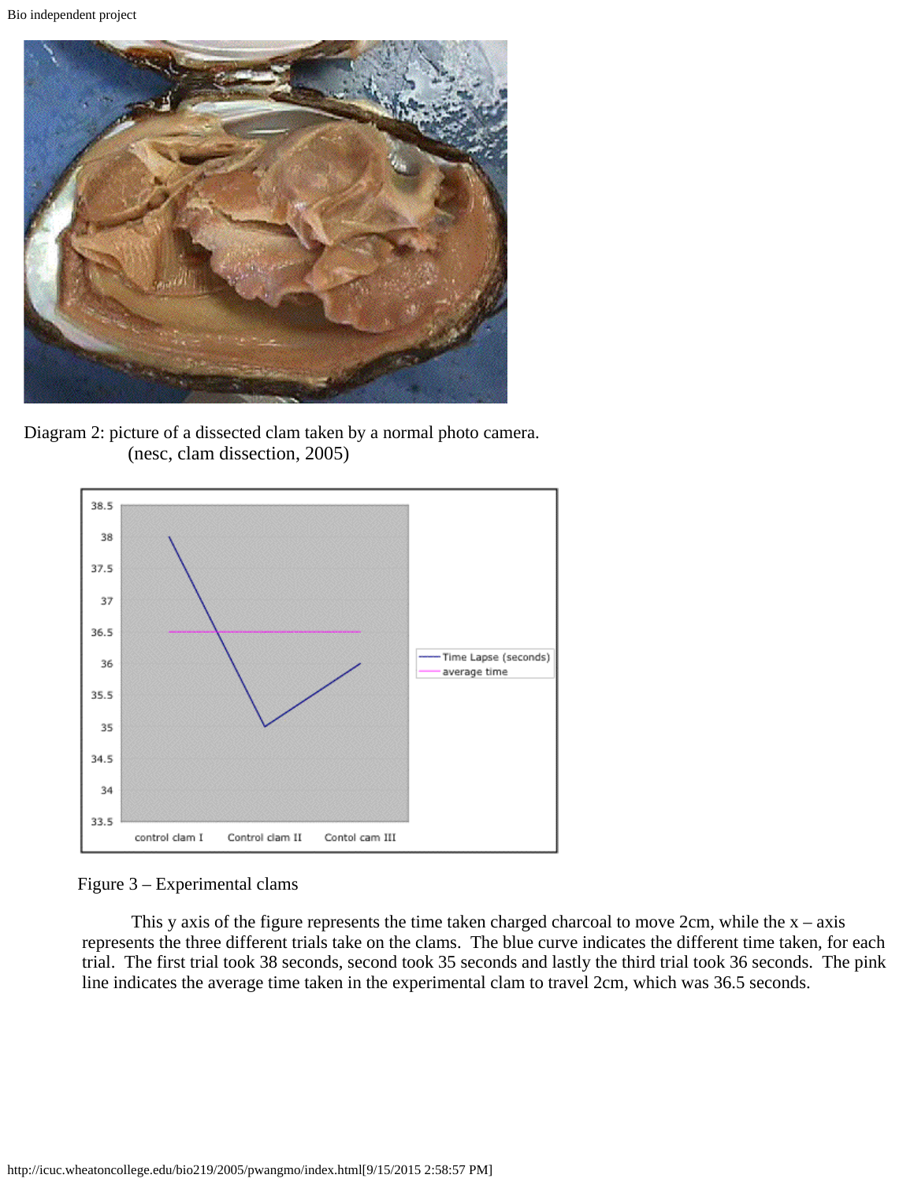Diagram 2: picture of a dissected clam taken by a normal photo camera. (nesc, clam dissection, 2005)

Figure 3 – Experimental clams

This y axis of the figure represents the time taken charged charcoal to move 2cm, while the x – axis represents the three different trials take on the clams. The blue curve indicates the different time taken, for each trial. The first trial took 38 seconds, second took 35 seconds and lastly the third trial took 36 seconds. The pink line indicates the average time taken in the experimental clam to travel 2cm, which was 36.5 seconds.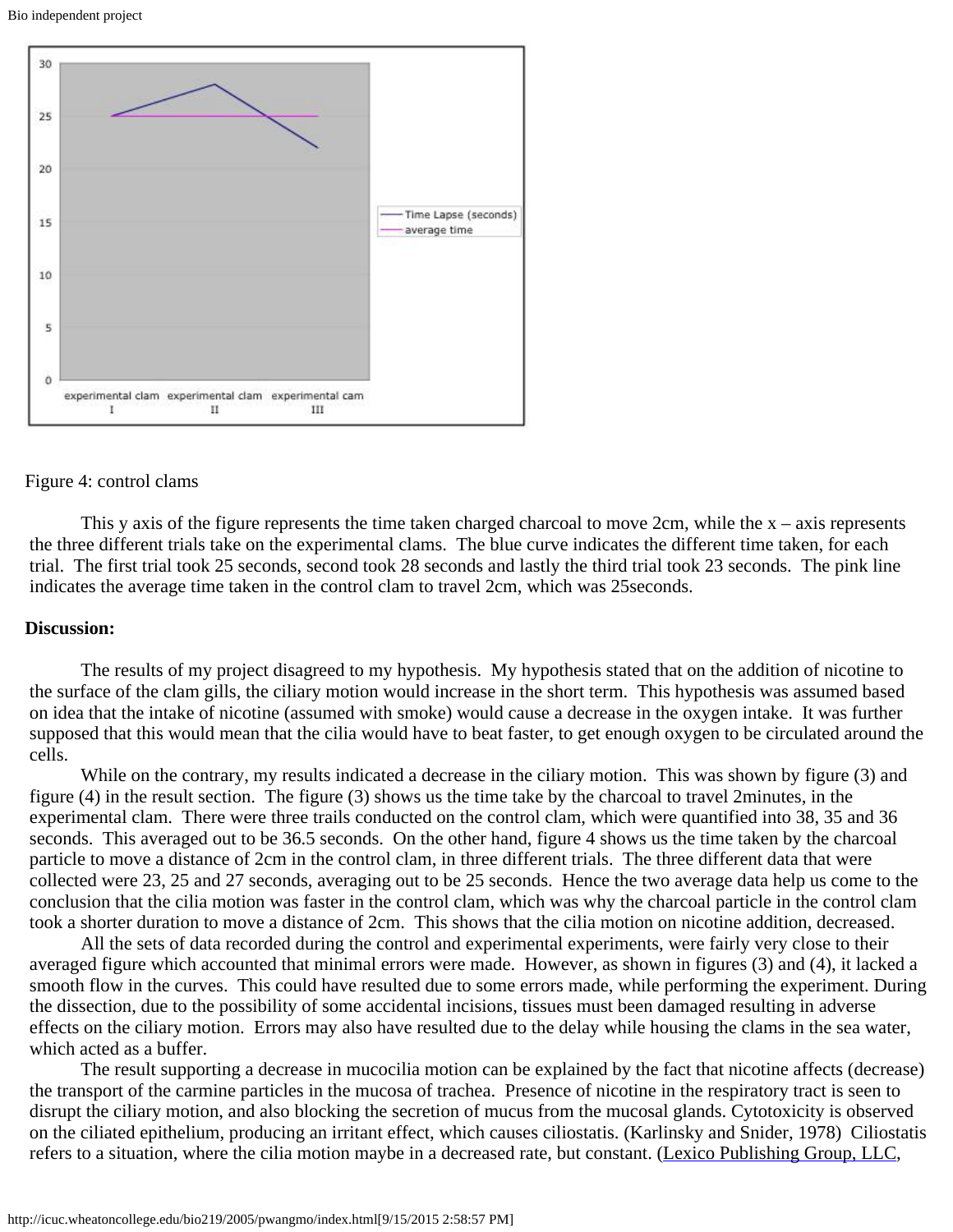Figure 4: control clams

This y axis of the figure represents the time taken charged charcoal to move 2cm, while the x – axis represents the three different trials take on the experimental clams. The blue curve indicates the different time taken, for each trial. The first trial took 25 seconds, second took 28 seconds and lastly the third trial took 23 seconds. The pink line indicates the average time taken in the control clam to travel 2cm, which was 25seconds.

**Discussion:**

The results of my project disagreed to my hypothesis. My hypothesis stated that on the addition of nicotine to the surface of the clam gills, the ciliary motion would increase in the short term. This hypothesis was assumed based on idea that the intake of nicotine (assumed with smoke) would cause a decrease in the oxygen intake. It was further supposed that this would mean that the cilia would have to beat faster, to get enough oxygen to be circulated around the cells.

While on the contrary, my results indicated a decrease in the ciliary motion. This was shown by figure (3) and figure (4) in the result section. The figure (3) shows us the time take by the charcoal to travel 2minutes, in the experimental clam. There were three trails conducted on the control clam, which were quantified into 38, 35 and 36 seconds. This averaged out to be 36.5 seconds. On the other hand, figure 4 shows us the time taken by the charcoal particle to move a distance of 2cm in the control clam, in three different trials. The three different data that were collected were 23, 25 and 27 seconds, averaging out to be 25 seconds. Hence the two average data help us come to the conclusion that the cilia motion was faster in the control clam, which was why the charcoal particle in the control clam took a shorter duration to move a distance of 2cm. This shows that the cilia motion on nicotine addition, decreased.

All the sets of data recorded during the control and experimental experiments, were fairly very close to their averaged figure which accounted that minimal errors were made. However, as shown in figures (3) and (4), it lacked a smooth flow in the curves. This could have resulted due to some errors made, while performing the experiment. During the dissection, due to the possibility of some accidental incisions, tissues must been damaged resulting in adverse effects on the ciliary motion. Errors may also have resulted due to the delay while housing the clams in the sea water, which acted as a buffer.

The result supporting a decrease in mucocilia motion can be explained by the fact that nicotine affects (decrease) the transport of the carmine particles in the mucosa of trachea. Presence of nicotine in the respiratory tract is seen to disrupt the ciliary motion, and also blocking the secretion of mucus from the mucosal glands. Cytotoxicity is observed on the ciliated epithelium, producing an irritant effect, which causes ciliostatis. (Karlinsky and Snider, 1978) Ciliostatis refers to a situation, where the cilia motion maybe in a decreased rate, but constant. (Lexico Publishing Group, LLC,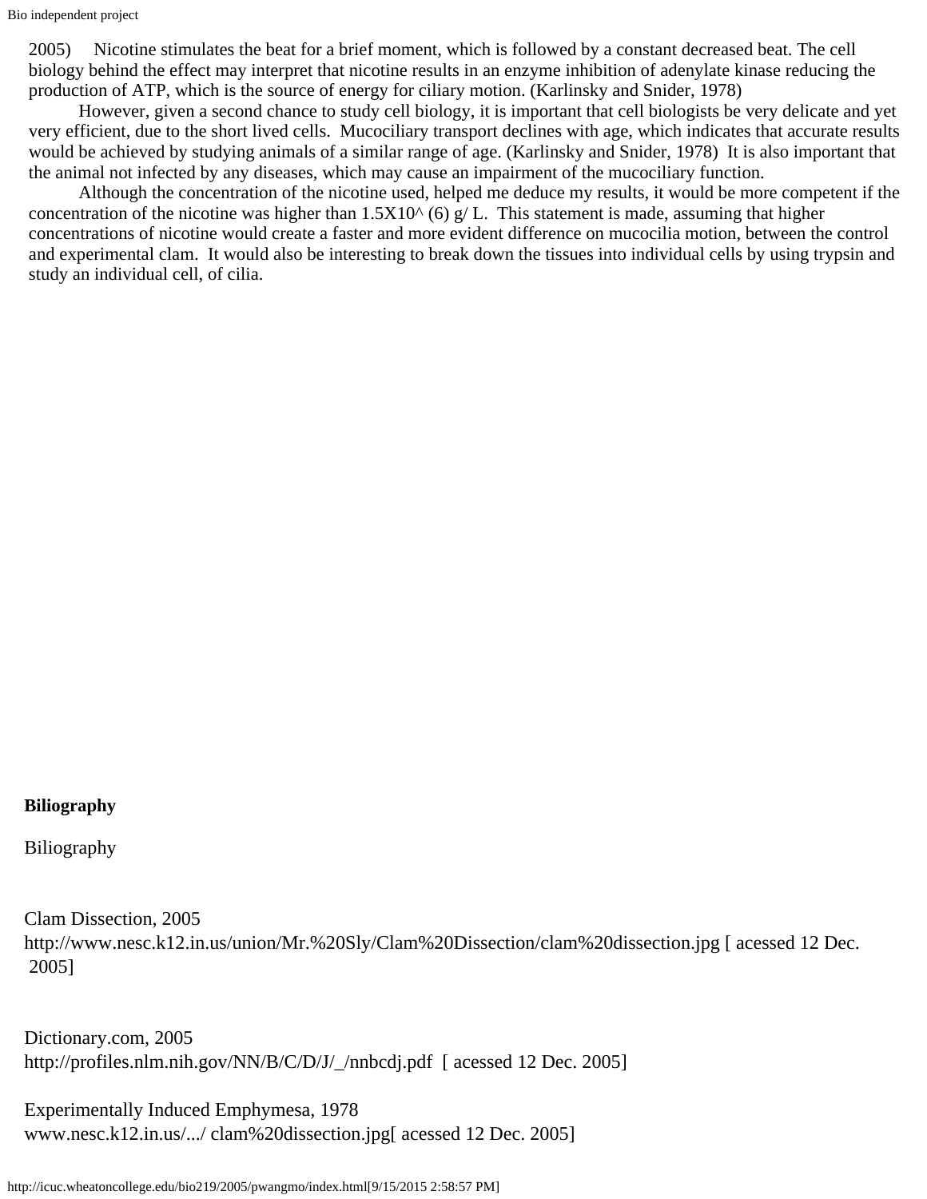2005) Nicotine stimulates the beat for a brief moment, which is followed by a constant decreased beat. The cell biology behind the effect may interpret that nicotine results in an enzyme inhibition of adenylate kinase reducing the production of ATP, which is the source of energy for ciliary motion. (Karlinsky and Snider, 1978)

However, given a second chance to study cell biology, it is important that cell biologists be very delicate and yet very efficient, due to the short lived cells. Mucociliary transport declines with age, which indicates that accurate results would be achieved by studying animals of a similar range of age. (Karlinsky and Snider, 1978) It is also important that the animal not infected by any diseases, which may cause an impairment of the mucociliary function.

Although the concentration of the nicotine used, helped me deduce my results, it would be more competent if the concentration of the nicotine was higher than 1.5X10^ (6) g/ L. This statement is made, assuming that higher concentrations of nicotine would create a faster and more evident difference on mucocilia motion, between the control and experimental clam. It would also be interesting to break down the tissues into individual cells by using trypsin and study an individual cell, of cilia.

**Biliography**

Biliography

Clam Dissection, 2005
http://www.nesc.k12.in.us/union/Mr.%20Sly/Clam%20Dissection/clam%20dissection.jpg [ acessed 12 Dec. 2005]

Dictionary.com, 2005
http://profiles.nlm.nih.gov/NN/B/C/D/J/_/nnbcdj.pdf [ acessed 12 Dec. 2005]

Experimentally Induced Emphymesa, 1978
www.nesc.k12.in.us/.../ clam%20dissection.jpg[ acessed 12 Dec. 2005]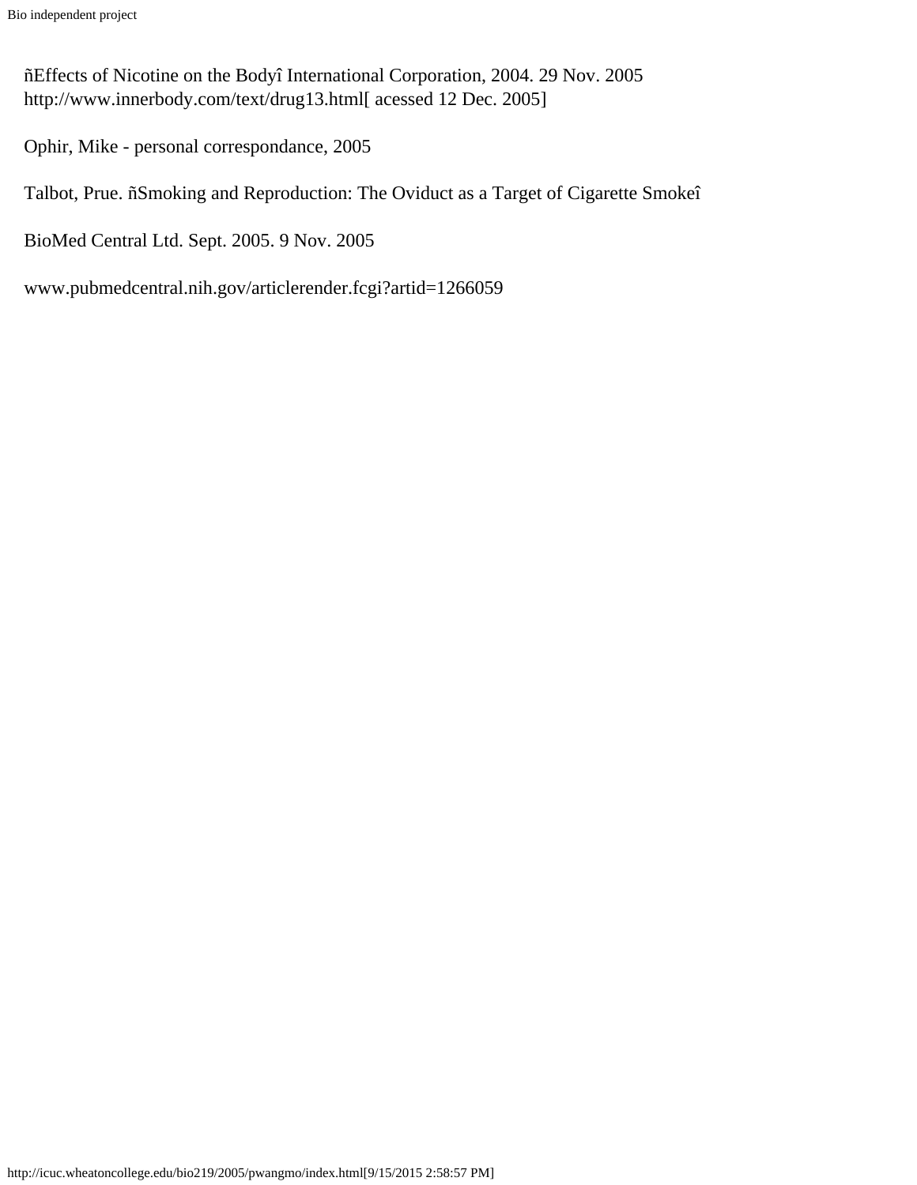ñEffects of Nicotine on the Bodyî International Corporation, 2004. 29 Nov. 2005 http://www.innerbody.com/text/drug13.html[ acessed 12 Dec. 2005]

Ophir, Mike - personal correspondance, 2005

Talbot, Prue. ñSmoking and Reproduction: The Oviduct as a Target of Cigarette Smokeî

BioMed Central Ltd. Sept. 2005. 9 Nov. 2005

www.pubmedcentral.nih.gov/articlerender.fcgi?artid=1266059